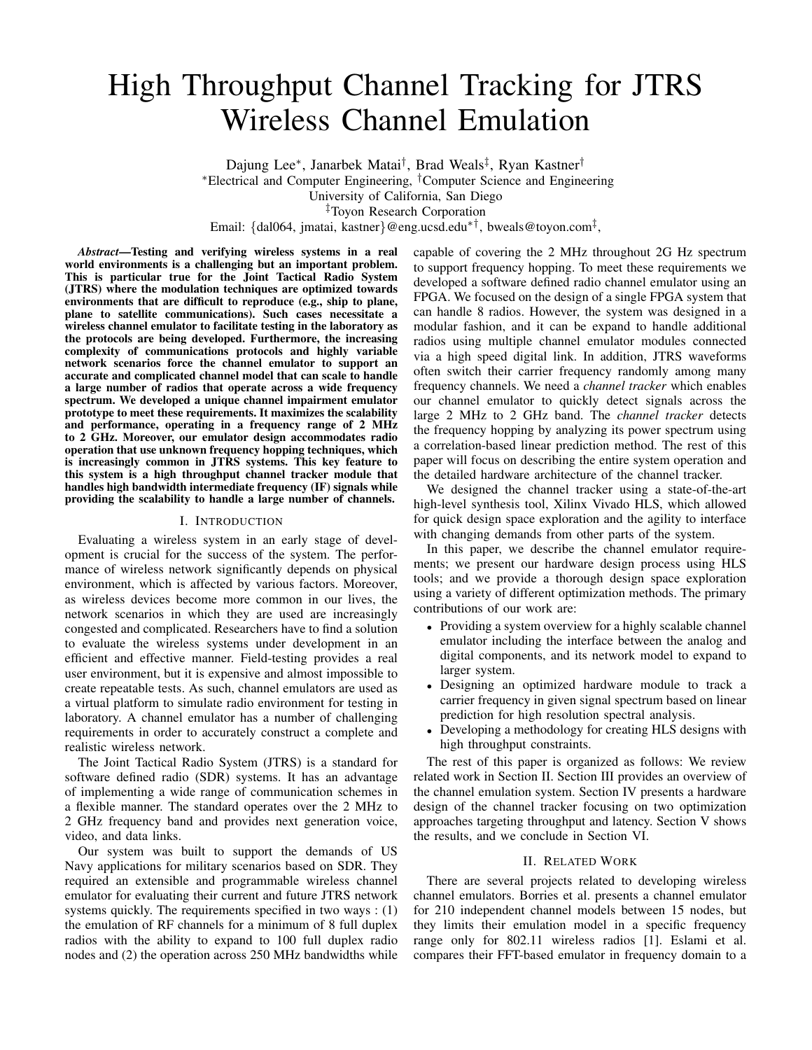# High Throughput Channel Tracking for JTRS Wireless Channel Emulation

Dajung Lee*, Janarbek Matai†, Brad Weals‡, Ryan Kastner†

*Electrical and Computer Engineering, †Computer Science and Engineering
University of California, San Diego
‡Toyon Research Corporation
Email: {dal064, jmatai, kastner}@eng.ucsd.edu*†, bweals@toyon.com‡,

***Abstract*—Testing and verifying wireless systems in a real world environments is a challenging but an important problem. This is particular true for the Joint Tactical Radio System (JTRS) where the modulation techniques are optimized towards environments that are difficult to reproduce (e.g., ship to plane, plane to satellite communications). Such cases necessitate a wireless channel emulator to facilitate testing in the laboratory as the protocols are being developed. Furthermore, the increasing complexity of communications protocols and highly variable network scenarios force the channel emulator to support an accurate and complicated channel model that can scale to handle a large number of radios that operate across a wide frequency spectrum. We developed a unique channel impairment emulator prototype to meet these requirements. It maximizes the scalability and performance, operating in a frequency range of 2 MHz to 2 GHz. Moreover, our emulator design accommodates radio operation that use unknown frequency hopping techniques, which is increasingly common in JTRS systems. This key feature to this system is a high throughput channel tracker module that handles high bandwidth intermediate frequency (IF) signals while providing the scalability to handle a large number of channels.**

## I. Introduction

Evaluating a wireless system in an early stage of development is crucial for the success of the system. The performance of wireless network significantly depends on physical environment, which is affected by various factors. Moreover, as wireless devices become more common in our lives, the network scenarios in which they are used are increasingly congested and complicated. Researchers have to find a solution to evaluate the wireless systems under development in an efficient and effective manner. Field-testing provides a real user environment, but it is expensive and almost impossible to create repeatable tests. As such, channel emulators are used as a virtual platform to simulate radio environment for testing in laboratory. A channel emulator has a number of challenging requirements in order to accurately construct a complete and realistic wireless network.

The Joint Tactical Radio System (JTRS) is a standard for software defined radio (SDR) systems. It has an advantage of implementing a wide range of communication schemes in a flexible manner. The standard operates over the 2 MHz to 2 GHz frequency band and provides next generation voice, video, and data links.

Our system was built to support the demands of US Navy applications for military scenarios based on SDR. They required an extensible and programmable wireless channel emulator for evaluating their current and future JTRS network systems quickly. The requirements specified in two ways : (1) the emulation of RF channels for a minimum of 8 full duplex radios with the ability to expand to 100 full duplex radio nodes and (2) the operation across 250 MHz bandwidths while capable of covering the 2 MHz throughout 2G Hz spectrum to support frequency hopping. To meet these requirements we developed a software defined radio channel emulator using an FPGA. We focused on the design of a single FPGA system that can handle 8 radios. However, the system was designed in a modular fashion, and it can be expand to handle additional radios using multiple channel emulator modules connected via a high speed digital link. In addition, JTRS waveforms often switch their carrier frequency randomly among many frequency channels. We need a *channel tracker* which enables our channel emulator to quickly detect signals across the large 2 MHz to 2 GHz band. The *channel tracker* detects the frequency hopping by analyzing its power spectrum using a correlation-based linear prediction method. The rest of this paper will focus on describing the entire system operation and the detailed hardware architecture of the channel tracker.

We designed the channel tracker using a state-of-the-art high-level synthesis tool, Xilinx Vivado HLS, which allowed for quick design space exploration and the agility to interface with changing demands from other parts of the system.

In this paper, we describe the channel emulator requirements; we present our hardware design process using HLS tools; and we provide a thorough design space exploration using a variety of different optimization methods. The primary contributions of our work are:

- Providing a system overview for a highly scalable channel emulator including the interface between the analog and digital components, and its network model to expand to larger system.
- Designing an optimized hardware module to track a carrier frequency in given signal spectrum based on linear prediction for high resolution spectral analysis.
- Developing a methodology for creating HLS designs with high throughput constraints.

The rest of this paper is organized as follows: We review related work in Section II. Section III provides an overview of the channel emulation system. Section IV presents a hardware design of the channel tracker focusing on two optimization approaches targeting throughput and latency. Section V shows the results, and we conclude in Section VI.

## II. Related Work

There are several projects related to developing wireless channel emulators. Borries et al. presents a channel emulator for 210 independent channel models between 15 nodes, but they limits their emulation model in a specific frequency range only for 802.11 wireless radios [1]. Eslami et al. compares their FFT-based emulator in frequency domain to a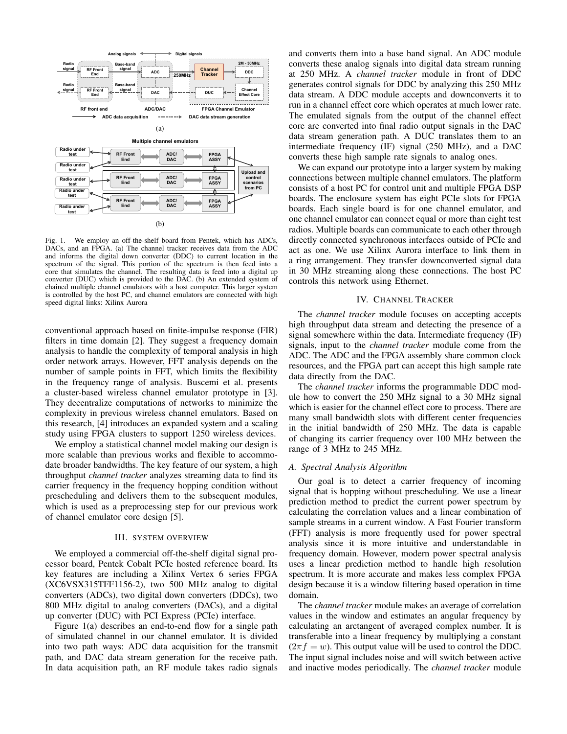Fig. 1. We employ an off-the-shelf board from Pentek, which has ADCs, DACs, and an FPGA. (a) The channel tracker receives data from the ADC and informs the digital down converter (DDC) to current location in the spectrum of the signal. This portion of the spectrum is then feed into a core that simulates the channel. The resulting data is feed into a digital up converter (DUC) which is provided to the DAC. (b) An extended system of chained multiple channel emulators with a host computer. This larger system is controlled by the host PC, and channel emulators are connected with high speed digital links: Xilinx Aurora

conventional approach based on finite-impulse response (FIR) filters in time domain [2]. They suggest a frequency domain analysis to handle the complexity of temporal analysis in high order network arrays. However, FFT analysis depends on the number of sample points in FFT, which limits the flexibility in the frequency range of analysis. Buscemi et al. presents a cluster-based wireless channel emulator prototype in [3]. They decentralize computations of networks to minimize the complexity in previous wireless channel emulators. Based on this research, [4] introduces an expanded system and a scaling study using FPGA clusters to support 1250 wireless devices.

We employ a statistical channel model making our design is more scalable than previous works and flexible to accommodate broader bandwidths. The key feature of our system, a high throughput *channel tracker* analyzes streaming data to find its carrier frequency in the frequency hopping condition without prescheduling and delivers them to the subsequent modules, which is used as a preprocessing step for our previous work of channel emulator core design [5].

## III. System Overview

We employed a commercial off-the-shelf digital signal processor board, Pentek Cobalt PCIe hosted reference board. Its key features are including a Xilinx Vertex 6 series FPGA (XC6VSX315TFF1156-2), two 500 MHz analog to digital converters (ADCs), two digital down converters (DDCs), two 800 MHz digital to analog converters (DACs), and a digital up converter (DUC) with PCI Express (PCIe) interface.

Figure 1(a) describes an end-to-end flow for a single path of simulated channel in our channel emulator. It is divided into two path ways: ADC data acquisition for the transmit path, and DAC data stream generation for the receive path. In data acquisition path, an RF module takes radio signals and converts them into a base band signal. An ADC module converts these analog signals into digital data stream running at 250 MHz. A *channel tracker* module in front of DDC generates control signals for DDC by analyzing this 250 MHz data stream. A DDC module accepts and downconverts it to run in a channel effect core which operates at much lower rate. The emulated signals from the output of the channel effect core are converted into final radio output signals in the DAC data stream generation path. A DUC translates them to an intermediate frequency (IF) signal (250 MHz), and a DAC converts these high sample rate signals to analog ones.

We can expand our prototype into a larger system by making connections between multiple channel emulators. The platform consists of a host PC for control unit and multiple FPGA DSP boards. The enclosure system has eight PCIe slots for FPGA boards. Each single board is for one channel emulator, and one channel emulator can connect equal or more than eight test radios. Multiple boards can communicate to each other through directly connected synchronous interfaces outside of PCIe and act as one. We use Xilinx Aurora interface to link them in a ring arrangement. They transfer downconverted signal data in 30 MHz streaming along these connections. The host PC controls this network using Ethernet.

## IV. Channel Tracker

The *channel tracker* module focuses on accepting accepts high throughput data stream and detecting the presence of a signal somewhere within the data. Intermediate frequency (IF) signals, input to the *channel tracker* module come from the ADC. The ADC and the FPGA assembly share common clock resources, and the FPGA part can accept this high sample rate data directly from the DAC.

The *channel tracker* informs the programmable DDC module how to convert the 250 MHz signal to a 30 MHz signal which is easier for the channel effect core to process. There are many small bandwidth slots with different center frequencies in the initial bandwidth of 250 MHz. The data is capable of changing its carrier frequency over 100 MHz between the range of 3 MHz to 245 MHz.

### A. Spectral Analysis Algorithm

Our goal is to detect a carrier frequency of incoming signal that is hopping without prescheduling. We use a linear prediction method to predict the current power spectrum by calculating the correlation values and a linear combination of sample streams in a current window. A Fast Fourier transform (FFT) analysis is more frequently used for power spectral analysis since it is more intuitive and understandable in frequency domain. However, modern power spectral analysis uses a linear prediction method to handle high resolution spectrum. It is more accurate and makes less complex FPGA design because it is a window filtering based operation in time domain.

The *channel tracker* module makes an average of correlation values in the window and estimates an angular frequency by calculating an arctangent of averaged complex number. It is transferable into a linear frequency by multiplying a constant ($2\pi f = w$). This output value will be used to control the DDC. The input signal includes noise and will switch between active and inactive modes periodically. The *channel tracker* module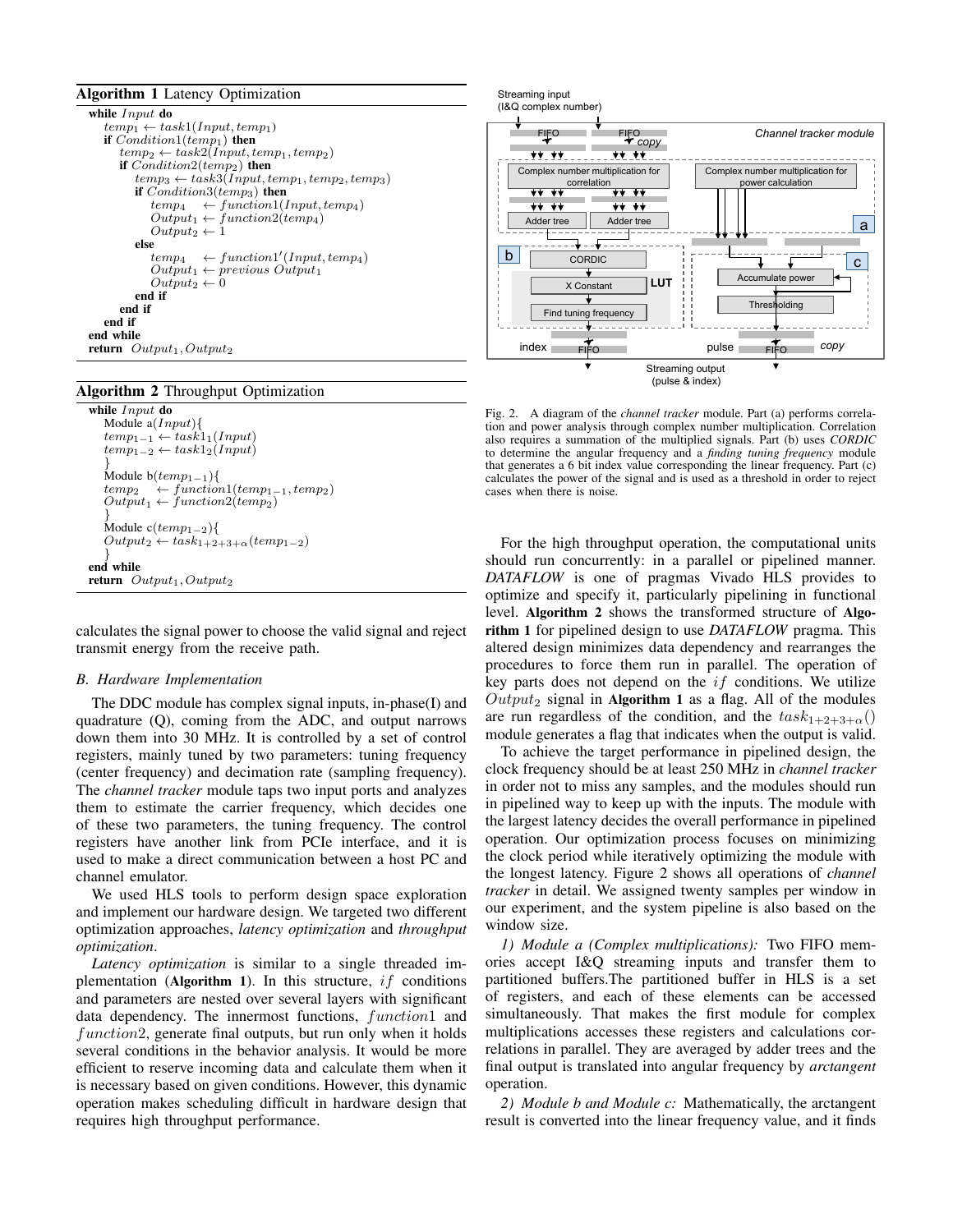**Algorithm 1** Latency Optimization

```
while Input do
    temp_1 ← task1(Input, temp_1)
    if Condition1(temp_1) then
        temp_2 ← task2(Input, temp_1, temp_2)
        if Condition2(temp_2) then
            temp_3 ← task3(Input, temp_1, temp_2, temp_3)
            if Condition3(temp_3) then
                temp_4   ← function1(Input, temp_4)
                Output_1 ← function2(temp_4)
                Output_2 ← 1
            else
                temp_4   ← function1'(Input, temp_4)
                Output_1 ← previous Output_1
                Output_2 ← 0
            end if
        end if
    end if
end while
return Output_1, Output_2
```

**Algorithm 2** Throughput Optimization

```
while Input do
    Module a(Input){
    temp_{1-1} ← task1_1(Input)
    temp_{1-2} ← task1_2(Input)
    }
    Module b(temp_{1-1}){
    temp_2   ← function1(temp_{1-1}, temp_2)
    Output_1 ← function2(temp_2)
    }
    Module c(temp_{1-2}){
    Output_2 ← task_{1+2+3+α}(temp_{1-2})
    }
end while
return Output_1, Output_2
```

calculates the signal power to choose the valid signal and reject transmit energy from the receive path.

### *B. Hardware Implementation*

The DDC module has complex signal inputs, in-phase(I) and quadrature (Q), coming from the ADC, and output narrows down them into 30 MHz. It is controlled by a set of control registers, mainly tuned by two parameters: tuning frequency (center frequency) and decimation rate (sampling frequency). The *channel tracker* module taps two input ports and analyzes them to estimate the carrier frequency, which decides one of these two parameters, the tuning frequency. The control registers have another link from PCIe interface, and it is used to make a direct communication between a host PC and channel emulator.

We used HLS tools to perform design space exploration and implement our hardware design. We targeted two different optimization approaches, *latency optimization* and *throughput optimization*.

*Latency optimization* is similar to a single threaded implementation (**Algorithm 1**). In this structure, $if$ conditions and parameters are nested over several layers with significant data dependency. The innermost functions, $function1$ and $function2$, generate final outputs, but run only when it holds several conditions in the behavior analysis. It would be more efficient to reserve incoming data and calculate them when it is necessary based on given conditions. However, this dynamic operation makes scheduling difficult in hardware design that requires high throughput performance.

Fig. 2. A diagram of the *channel tracker* module. Part (a) performs correlation and power analysis through complex number multiplication. Correlation also requires a summation of the multiplied signals. Part (b) uses *CORDIC* to determine the angular frequency and a *finding tuning frequency* module that generates a 6 bit index value corresponding the linear frequency. Part (c) calculates the power of the signal and is used as a threshold in order to reject cases when there is noise.

For the high throughput operation, the computational units should run concurrently: in a parallel or pipelined manner. *DATAFLOW* is one of pragmas Vivado HLS provides to optimize and specify it, particularly pipelining in functional level. **Algorithm 2** shows the transformed structure of **Algorithm 1** for pipelined design to use *DATAFLOW* pragma. This altered design minimizes data dependency and rearranges the procedures to force them run in parallel. The operation of key parts does not depend on the $if$ conditions. We utilize $Output_2$ signal in **Algorithm 1** as a flag. All of the modules are run regardless of the condition, and the $task_{1+2+3+\alpha}()$ module generates a flag that indicates when the output is valid.

To achieve the target performance in pipelined design, the clock frequency should be at least 250 MHz in *channel tracker* in order not to miss any samples, and the modules should run in pipelined way to keep up with the inputs. The module with the largest latency decides the overall performance in pipelined operation. Our optimization process focuses on minimizing the clock period while iteratively optimizing the module with the longest latency. Figure 2 shows all operations of *channel tracker* in detail. We assigned twenty samples per window in our experiment, and the system pipeline is also based on the window size.

*1) Module a (Complex multiplications):* Two FIFO memories accept I&Q streaming inputs and transfer them to partitioned buffers.The partitioned buffer in HLS is a set of registers, and each of these elements can be accessed simultaneously. That makes the first module for complex multiplications accesses these registers and calculations correlations in parallel. They are averaged by adder trees and the final output is translated into angular frequency by *arctangent* operation.

*2) Module b and Module c:* Mathematically, the arctangent result is converted into the linear frequency value, and it finds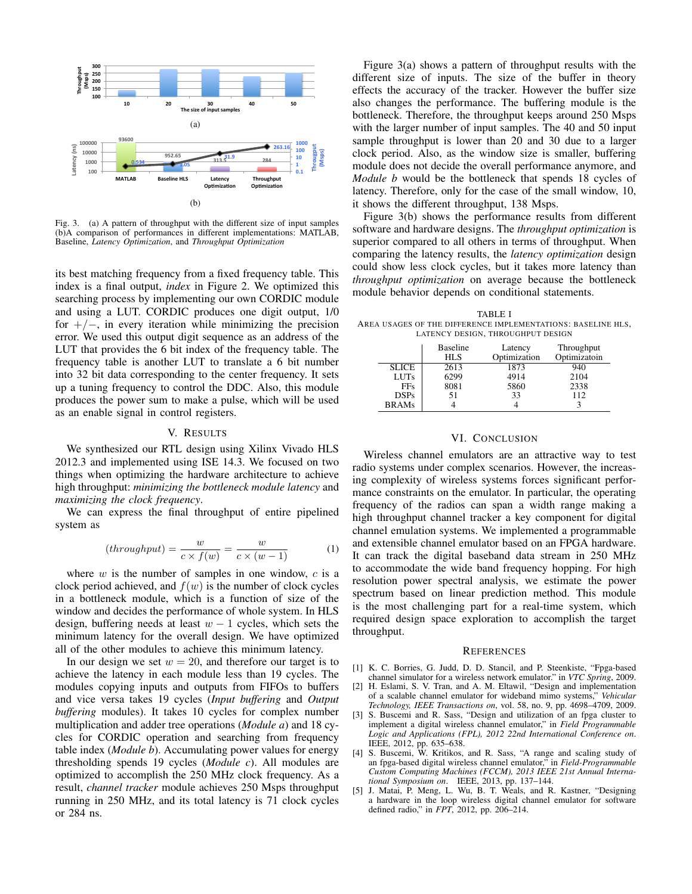Throughput (Msps)

300
250
200
150
100

10 20 30 40 50

The size of input samples

(a)

Latency (ns)

100000
10000
1000
100

93600
952.65
313.5
284

0.534
1.05
31.9
263.16

1000
100
10
1
0.1

Througput (Msps)

MATLAB
Baseline HLS
Latency Optimization
Throughput Optimization

(b)

Fig. 3. (a) A pattern of throughput with the different size of input samples (b)A comparison of performances in different implementations: MATLAB, Baseline, *Latency Optimization*, and *Throughput Optimization*

its best matching frequency from a fixed frequency table. This index is a final output, *index* in Figure 2. We optimized this searching process by implementing our own CORDIC module and using a LUT. CORDIC produces one digit output, 1/0 for $+/-$, in every iteration while minimizing the precision error. We used this output digit sequence as an address of the LUT that provides the 6 bit index of the frequency table. The frequency table is another LUT to translate a 6 bit number into 32 bit data corresponding to the center frequency. It sets up a tuning frequency to control the DDC. Also, this module produces the power sum to make a pulse, which will be used as an enable signal in control registers.

## V. Results

We synthesized our RTL design using Xilinx Vivado HLS 2012.3 and implemented using ISE 14.3. We focused on two things when optimizing the hardware architecture to achieve high throughput: *minimizing the bottleneck module latency* and *maximizing the clock frequency*.

We can express the final throughput of entire pipelined system as

$$(throughput) = \frac{w}{c \times f(w)} = \frac{w}{c \times (w-1)} \quad (1)$$

where $w$ is the number of samples in one window, $c$ is a clock period achieved, and $f(w)$ is the number of clock cycles in a bottleneck module, which is a function of size of the window and decides the performance of whole system. In HLS design, buffering needs at least $w-1$ cycles, which sets the minimum latency for the overall design. We have optimized all of the other modules to achieve this minimum latency.

In our design we set $w = 20$, and therefore our target is to achieve the latency in each module less than 19 cycles. The modules copying inputs and outputs from FIFOs to buffers and vice versa takes 19 cycles (*Input buffering* and *Output buffering* modules). It takes 10 cycles for complex number multiplication and adder tree operations (*Module a*) and 18 cycles for CORDIC operation and searching from frequency table index (*Module b*). Accumulating power values for energy thresholding spends 19 cycles (*Module c*). All modules are optimized to accomplish the 250 MHz clock frequency. As a result, *channel tracker* module achieves 250 Msps throughput running in 250 MHz, and its total latency is 71 clock cycles or 284 ns.

Figure 3(a) shows a pattern of throughput results with the different size of inputs. The size of the buffer in theory effects the accuracy of the tracker. However the buffer size also changes the performance. The buffering module is the bottleneck. Therefore, the throughput keeps around 250 Msps with the larger number of input samples. The 40 and 50 input sample throughput is lower than 20 and 30 due to a larger clock period. Also, as the window size is smaller, buffering module does not decide the overall performance anymore, and *Module b* would be the bottleneck that spends 18 cycles of latency. Therefore, only for the case of the small window, 10, it shows the different throughput, 138 Msps.

Figure 3(b) shows the performance results from different software and hardware designs. The *throughput optimization* is superior compared to all others in terms of throughput. When comparing the latency results, the *latency optimization* design could show less clock cycles, but it takes more latency than *throughput optimization* on average because the bottleneck module behavior depends on conditional statements.

TABLE I
Area usages of the difference implementations: Baseline HLS, Latency design, Throughput design

| | Baseline HLS | Latency Optimization | Throughput Optimizatoin |
|---|---|---|---|
| SLICE | 2613 | 1873 | 940 |
| LUTs | 6299 | 4914 | 2104 |
| FFs | 8081 | 5860 | 2338 |
| DSPs | 51 | 33 | 112 |
| BRAMs | 4 | 4 | 3 |

## VI. Conclusion

Wireless channel emulators are an attractive way to test radio systems under complex scenarios. However, the increasing complexity of wireless systems forces significant performance constraints on the emulator. In particular, the operating frequency of the radios can span a width range making a high throughput channel tracker a key component for digital channel emulation systems. We implemented a programmable and extensible channel emulator based on an FPGA hardware. It can track the digital baseband data stream in 250 MHz to accommodate the wide band frequency hopping. For high resolution power spectral analysis, we estimate the power spectrum based on linear prediction method. This module is the most challenging part for a real-time system, which required design space exploration to accomplish the target throughput.

## References

[1] K. C. Borries, G. Judd, D. D. Stancil, and P. Steenkiste, "Fpga-based channel simulator for a wireless network emulator." in *VTC Spring*, 2009.

[2] H. Eslami, S. V. Tran, and A. M. Eltawil, "Design and implementation of a scalable channel emulator for wideband mimo systems," *Vehicular Technology, IEEE Transactions on*, vol. 58, no. 9, pp. 4698–4709, 2009.

[3] S. Buscemi and R. Sass, "Design and utilization of an fpga cluster to implement a digital wireless channel emulator," in *Field Programmable Logic and Applications (FPL), 2012 22nd International Conference on*. IEEE, 2012, pp. 635–638.

[4] S. Buscemi, W. Kritikos, and R. Sass, "A range and scaling study of an fpga-based digital wireless channel emulator," in *Field-Programmable Custom Computing Machines (FCCM), 2013 IEEE 21st Annual International Symposium on*. IEEE, 2013, pp. 137–144.

[5] J. Matai, P. Meng, L. Wu, B. T. Weals, and R. Kastner, "Designing a hardware in the loop wireless digital channel emulator for software defined radio," in *FPT*, 2012, pp. 206–214.